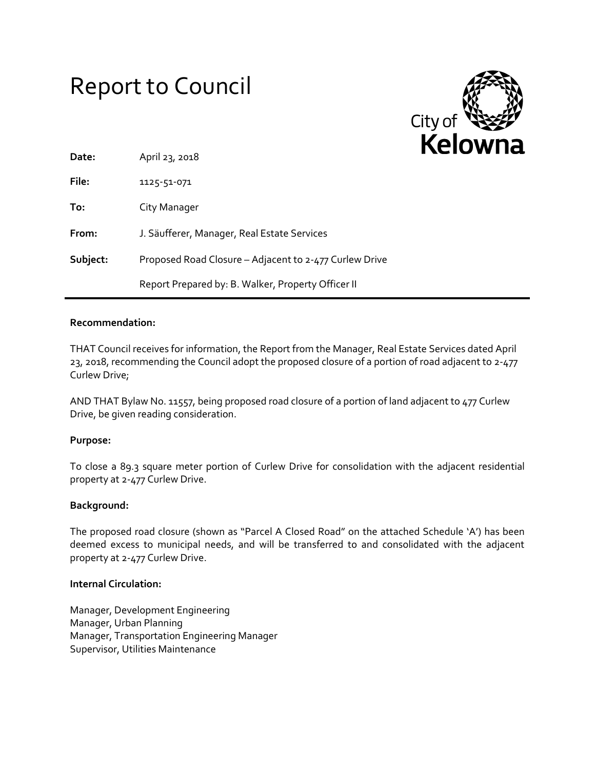# Report to Council

City of Kelowna

| | |
|---|---|
| **Date:** | April 23, 2018 |
| **File:** | 1125-51-071 |
| **To:** | City Manager |
| **From:** | J. Säufferer, Manager, Real Estate Services |
| **Subject:** | Proposed Road Closure – Adjacent to 2-477 Curlew Drive |
| | Report Prepared by: B. Walker, Property Officer II |

**Recommendation:**

THAT Council receives for information, the Report from the Manager, Real Estate Services dated April 23, 2018, recommending the Council adopt the proposed closure of a portion of road adjacent to 2-477 Curlew Drive;

AND THAT Bylaw No. 11557, being proposed road closure of a portion of land adjacent to 477 Curlew Drive, be given reading consideration.

**Purpose:**

To close a 89.3 square meter portion of Curlew Drive for consolidation with the adjacent residential property at 2-477 Curlew Drive.

**Background:**

The proposed road closure (shown as "Parcel A Closed Road" on the attached Schedule 'A') has been deemed excess to municipal needs, and will be transferred to and consolidated with the adjacent property at 2-477 Curlew Drive.

**Internal Circulation:**

Manager, Development Engineering
Manager, Urban Planning
Manager, Transportation Engineering Manager
Supervisor, Utilities Maintenance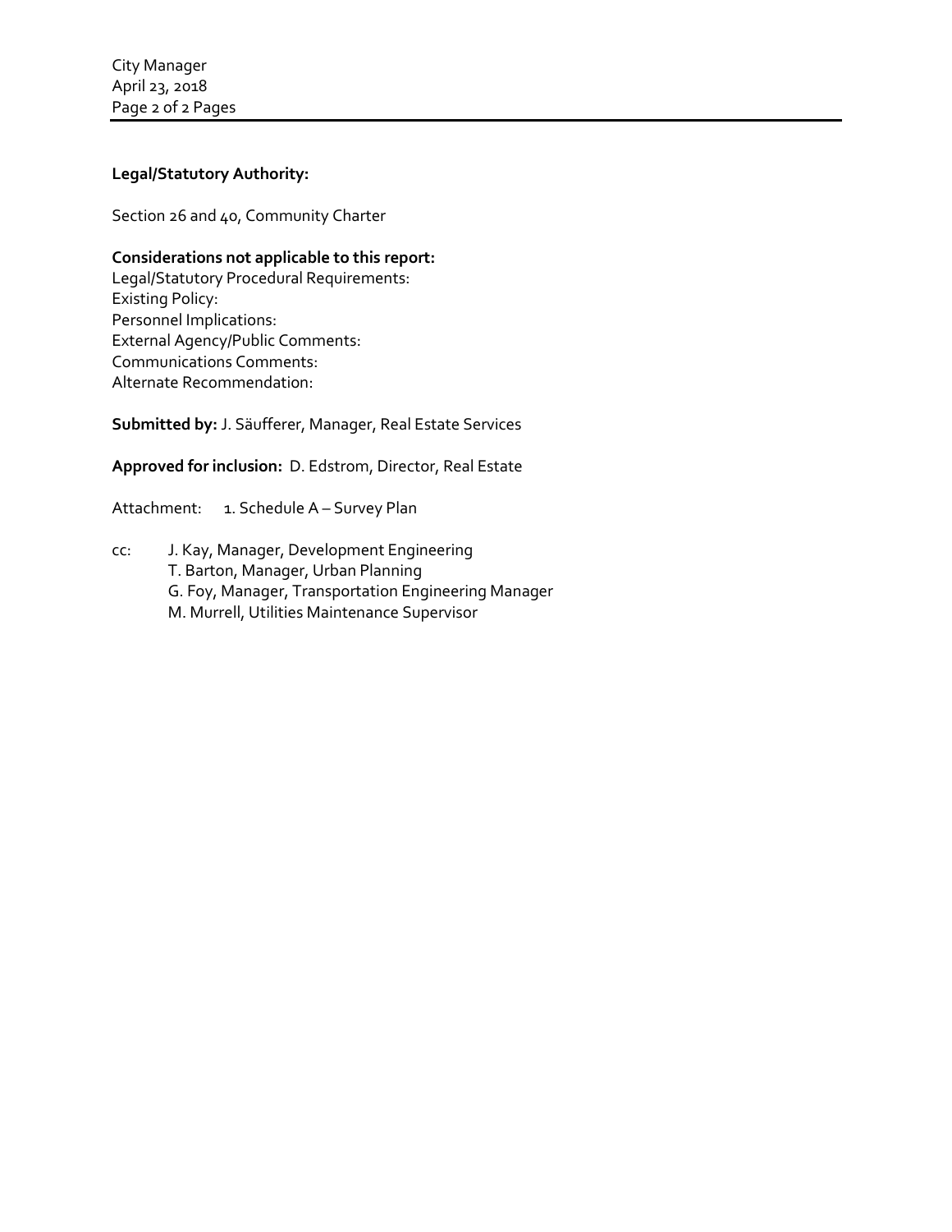**Legal/Statutory Authority:**

Section 26 and 40, Community Charter

**Considerations not applicable to this report:**
Legal/Statutory Procedural Requirements:
Existing Policy:
Personnel Implications:
External Agency/Public Comments:
Communications Comments:
Alternate Recommendation:

**Submitted by:** J. Säufferer, Manager, Real Estate Services

**Approved for inclusion:** D. Edstrom, Director, Real Estate

Attachment: 1. Schedule A – Survey Plan

cc: J. Kay, Manager, Development Engineering
T. Barton, Manager, Urban Planning
G. Foy, Manager, Transportation Engineering Manager
M. Murrell, Utilities Maintenance Supervisor